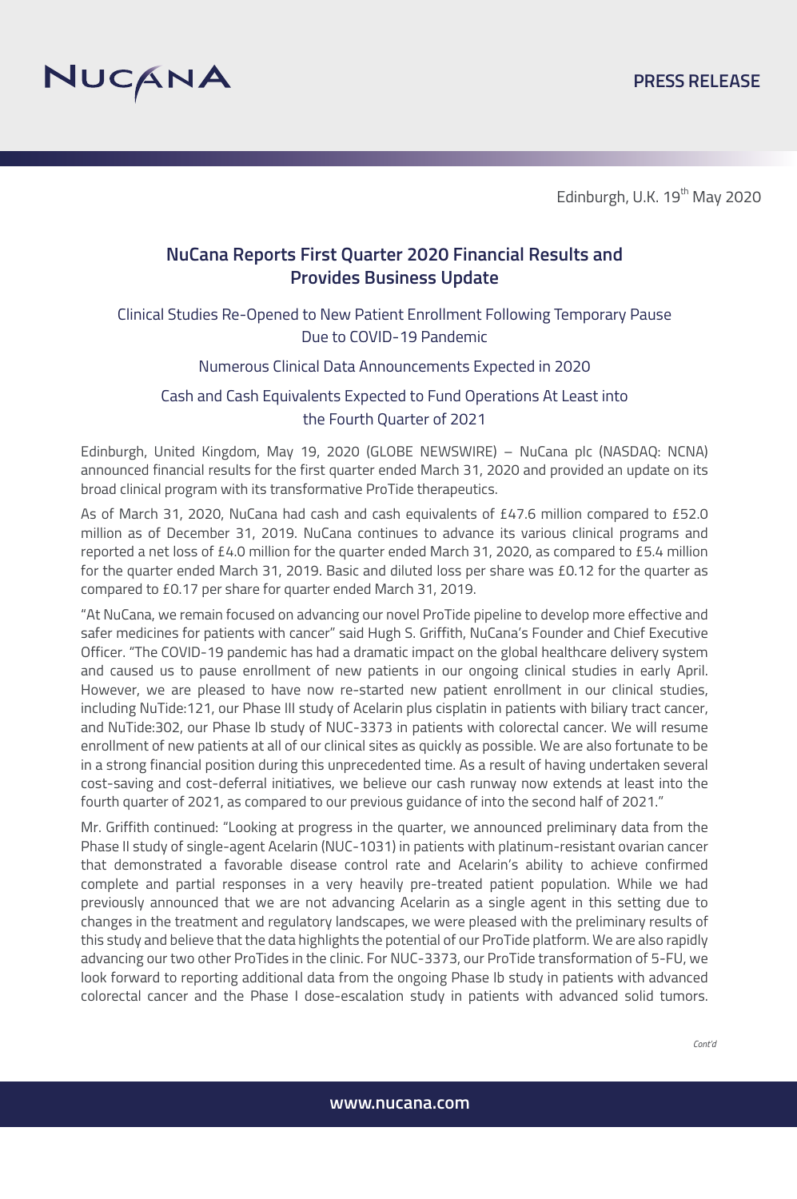NUCANA

PRESS RELEASE

Edinburgh, U.K. 19th May 2020

## NuCana Reports First Quarter 2020 Financial Results and Provides Business Update

### Clinical Studies Re-Opened to New Patient Enrollment Following Temporary Pause Due to COVID-19 Pandemic

### Numerous Clinical Data Announcements Expected in 2020

### Cash and Cash Equivalents Expected to Fund Operations At Least into the Fourth Quarter of 2021

Edinburgh, United Kingdom, May 19, 2020 (GLOBE NEWSWIRE) – NuCana plc (NASDAQ: NCNA) announced financial results for the first quarter ended March 31, 2020 and provided an update on its broad clinical program with its transformative ProTide therapeutics.

As of March 31, 2020, NuCana had cash and cash equivalents of £47.6 million compared to £52.0 million as of December 31, 2019. NuCana continues to advance its various clinical programs and reported a net loss of £4.0 million for the quarter ended March 31, 2020, as compared to £5.4 million for the quarter ended March 31, 2019. Basic and diluted loss per share was £0.12 for the quarter as compared to £0.17 per share for quarter ended March 31, 2019.

"At NuCana, we remain focused on advancing our novel ProTide pipeline to develop more effective and safer medicines for patients with cancer" said Hugh S. Griffith, NuCana's Founder and Chief Executive Officer. "The COVID-19 pandemic has had a dramatic impact on the global healthcare delivery system and caused us to pause enrollment of new patients in our ongoing clinical studies in early April. However, we are pleased to have now re-started new patient enrollment in our clinical studies, including NuTide:121, our Phase III study of Acelarin plus cisplatin in patients with biliary tract cancer, and NuTide:302, our Phase Ib study of NUC-3373 in patients with colorectal cancer. We will resume enrollment of new patients at all of our clinical sites as quickly as possible. We are also fortunate to be in a strong financial position during this unprecedented time. As a result of having undertaken several cost-saving and cost-deferral initiatives, we believe our cash runway now extends at least into the fourth quarter of 2021, as compared to our previous guidance of into the second half of 2021."

Mr. Griffith continued: "Looking at progress in the quarter, we announced preliminary data from the Phase II study of single-agent Acelarin (NUC-1031) in patients with platinum-resistant ovarian cancer that demonstrated a favorable disease control rate and Acelarin's ability to achieve confirmed complete and partial responses in a very heavily pre-treated patient population. While we had previously announced that we are not advancing Acelarin as a single agent in this setting due to changes in the treatment and regulatory landscapes, we were pleased with the preliminary results of this study and believe that the data highlights the potential of our ProTide platform. We are also rapidly advancing our two other ProTides in the clinic. For NUC-3373, our ProTide transformation of 5-FU, we look forward to reporting additional data from the ongoing Phase Ib study in patients with advanced colorectal cancer and the Phase I dose-escalation study in patients with advanced solid tumors.

*Cont'd*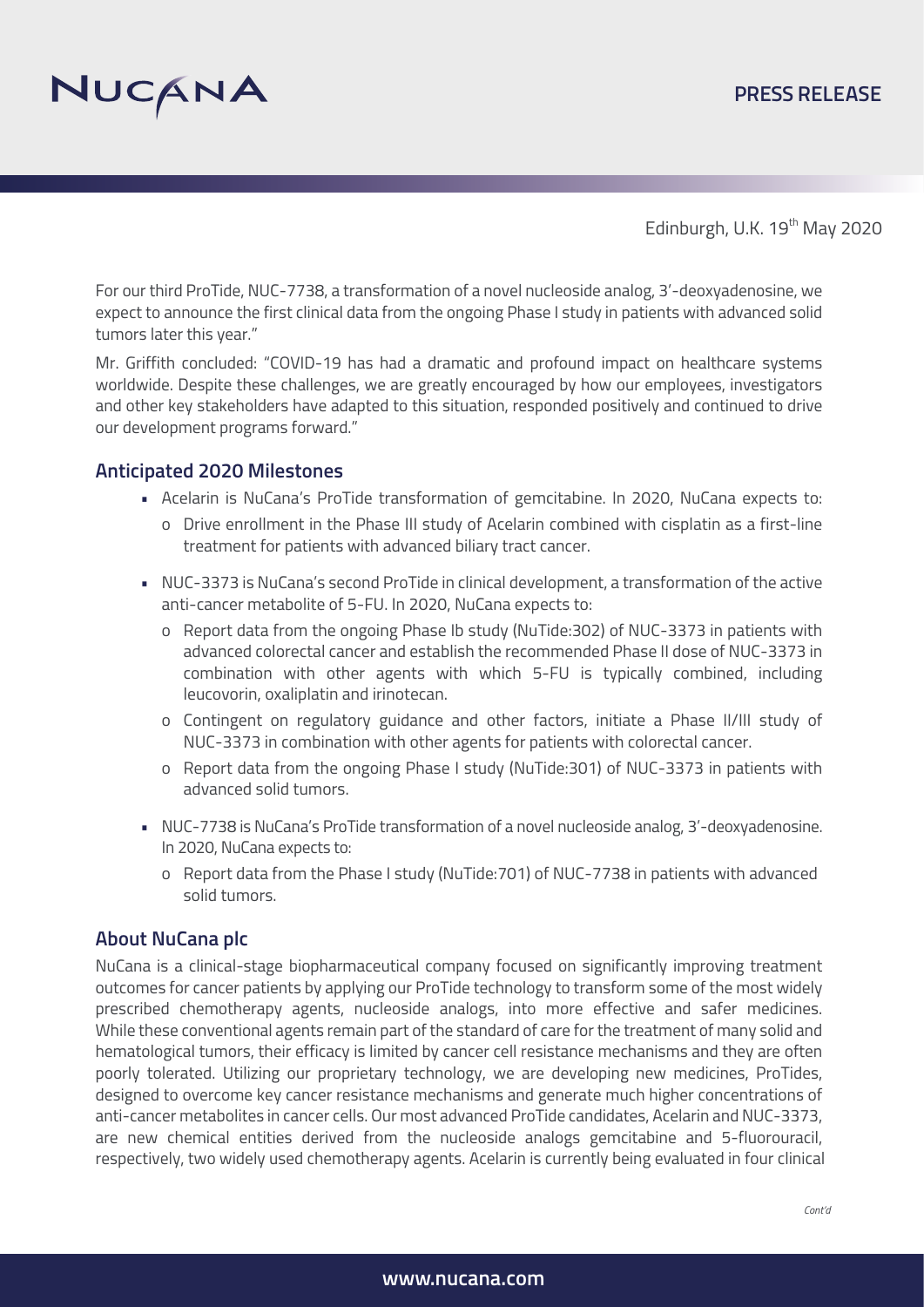For our third ProTide, NUC-7738, a transformation of a novel nucleoside analog, 3'-deoxyadenosine, we expect to announce the first clinical data from the ongoing Phase I study in patients with advanced solid tumors later this year."

Mr. Griffith concluded: "COVID-19 has had a dramatic and profound impact on healthcare systems worldwide. Despite these challenges, we are greatly encouraged by how our employees, investigators and other key stakeholders have adapted to this situation, responded positively and continued to drive our development programs forward."

## Anticipated 2020 Milestones

- Acelarin is NuCana's ProTide transformation of gemcitabine. In 2020, NuCana expects to:
  - Drive enrollment in the Phase III study of Acelarin combined with cisplatin as a first-line treatment for patients with advanced biliary tract cancer.
- NUC-3373 is NuCana's second ProTide in clinical development, a transformation of the active anti-cancer metabolite of 5-FU. In 2020, NuCana expects to:
  - Report data from the ongoing Phase Ib study (NuTide:302) of NUC-3373 in patients with advanced colorectal cancer and establish the recommended Phase II dose of NUC-3373 in combination with other agents with which 5-FU is typically combined, including leucovorin, oxaliplatin and irinotecan.
  - Contingent on regulatory guidance and other factors, initiate a Phase II/III study of NUC-3373 in combination with other agents for patients with colorectal cancer.
  - Report data from the ongoing Phase I study (NuTide:301) of NUC-3373 in patients with advanced solid tumors.
- NUC-7738 is NuCana's ProTide transformation of a novel nucleoside analog, 3'-deoxyadenosine. In 2020, NuCana expects to:
  - Report data from the Phase I study (NuTide:701) of NUC-7738 in patients with advanced solid tumors.

## About NuCana plc

NuCana is a clinical-stage biopharmaceutical company focused on significantly improving treatment outcomes for cancer patients by applying our ProTide technology to transform some of the most widely prescribed chemotherapy agents, nucleoside analogs, into more effective and safer medicines. While these conventional agents remain part of the standard of care for the treatment of many solid and hematological tumors, their efficacy is limited by cancer cell resistance mechanisms and they are often poorly tolerated. Utilizing our proprietary technology, we are developing new medicines, ProTides, designed to overcome key cancer resistance mechanisms and generate much higher concentrations of anti-cancer metabolites in cancer cells. Our most advanced ProTide candidates, Acelarin and NUC-3373, are new chemical entities derived from the nucleoside analogs gemcitabine and 5-fluorouracil, respectively, two widely used chemotherapy agents. Acelarin is currently being evaluated in four clinical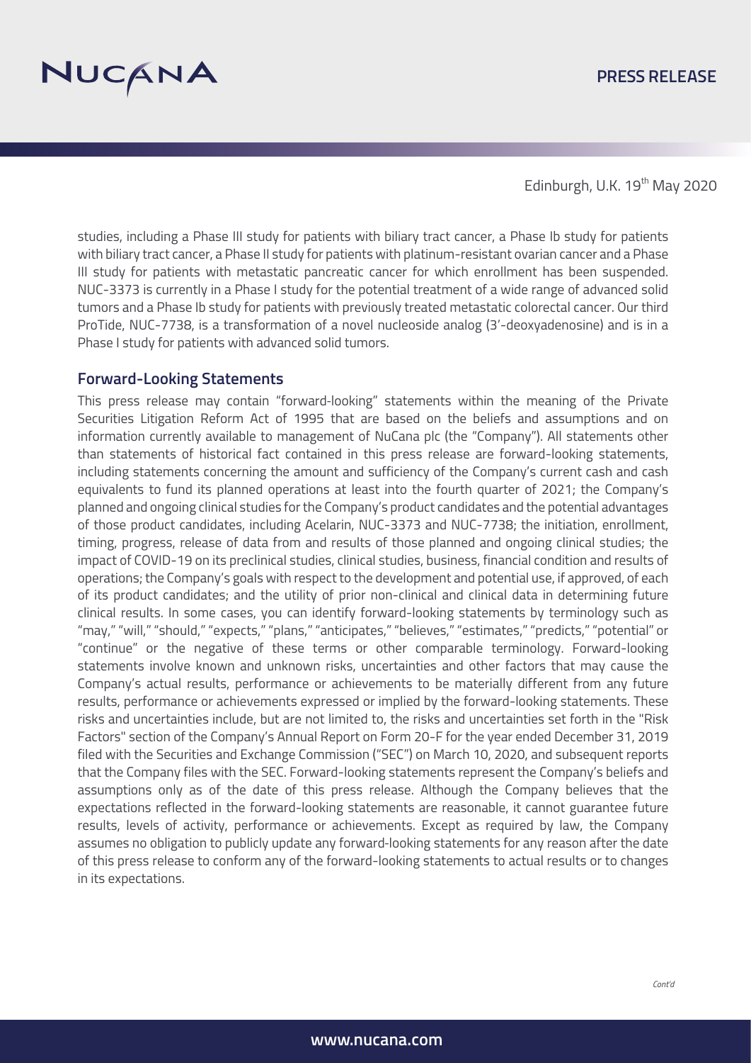studies, including a Phase III study for patients with biliary tract cancer, a Phase Ib study for patients with biliary tract cancer, a Phase II study for patients with platinum-resistant ovarian cancer and a Phase III study for patients with metastatic pancreatic cancer for which enrollment has been suspended. NUC-3373 is currently in a Phase I study for the potential treatment of a wide range of advanced solid tumors and a Phase Ib study for patients with previously treated metastatic colorectal cancer. Our third ProTide, NUC-7738, is a transformation of a novel nucleoside analog (3'-deoxyadenosine) and is in a Phase I study for patients with advanced solid tumors.

## Forward-Looking Statements

This press release may contain "forward-looking" statements within the meaning of the Private Securities Litigation Reform Act of 1995 that are based on the beliefs and assumptions and on information currently available to management of NuCana plc (the "Company"). All statements other than statements of historical fact contained in this press release are forward-looking statements, including statements concerning the amount and sufficiency of the Company's current cash and cash equivalents to fund its planned operations at least into the fourth quarter of 2021; the Company's planned and ongoing clinical studies for the Company's product candidates and the potential advantages of those product candidates, including Acelarin, NUC-3373 and NUC-7738; the initiation, enrollment, timing, progress, release of data from and results of those planned and ongoing clinical studies; the impact of COVID-19 on its preclinical studies, clinical studies, business, financial condition and results of operations; the Company's goals with respect to the development and potential use, if approved, of each of its product candidates; and the utility of prior non-clinical and clinical data in determining future clinical results. In some cases, you can identify forward-looking statements by terminology such as "may," "will," "should," "expects," "plans," "anticipates," "believes," "estimates," "predicts," "potential" or "continue" or the negative of these terms or other comparable terminology. Forward-looking statements involve known and unknown risks, uncertainties and other factors that may cause the Company's actual results, performance or achievements to be materially different from any future results, performance or achievements expressed or implied by the forward-looking statements. These risks and uncertainties include, but are not limited to, the risks and uncertainties set forth in the "Risk Factors" section of the Company's Annual Report on Form 20-F for the year ended December 31, 2019 filed with the Securities and Exchange Commission ("SEC") on March 10, 2020, and subsequent reports that the Company files with the SEC. Forward-looking statements represent the Company's beliefs and assumptions only as of the date of this press release. Although the Company believes that the expectations reflected in the forward-looking statements are reasonable, it cannot guarantee future results, levels of activity, performance or achievements. Except as required by law, the Company assumes no obligation to publicly update any forward-looking statements for any reason after the date of this press release to conform any of the forward-looking statements to actual results or to changes in its expectations.

*Cont'd*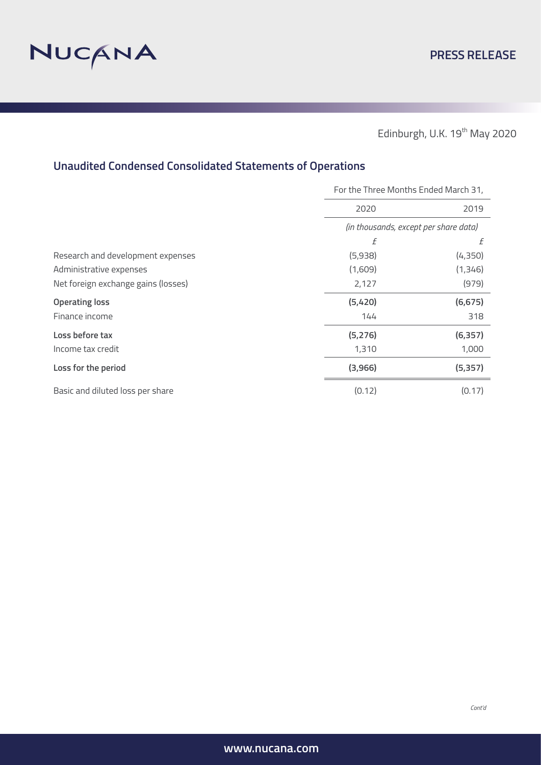Edinburgh, U.K. 19th May 2020

## Unaudited Condensed Consolidated Statements of Operations

| | For the Three Months Ended March 31, | |
|---|---|---|
| | 2020 | 2019 |
| | *(in thousands, except per share data)* | |
| | £ | £ |
| Research and development expenses | (5,938) | (4,350) |
| Administrative expenses | (1,609) | (1,346) |
| Net foreign exchange gains (losses) | 2,127 | (979) |
| **Operating loss** | **(5,420)** | **(6,675)** |
| Finance income | 144 | 318 |
| **Loss before tax** | **(5,276)** | **(6,357)** |
| Income tax credit | 1,310 | 1,000 |
| **Loss for the period** | **(3,966)** | **(5,357)** |
| Basic and diluted loss per share | (0.12) | (0.17) |

*Cont'd*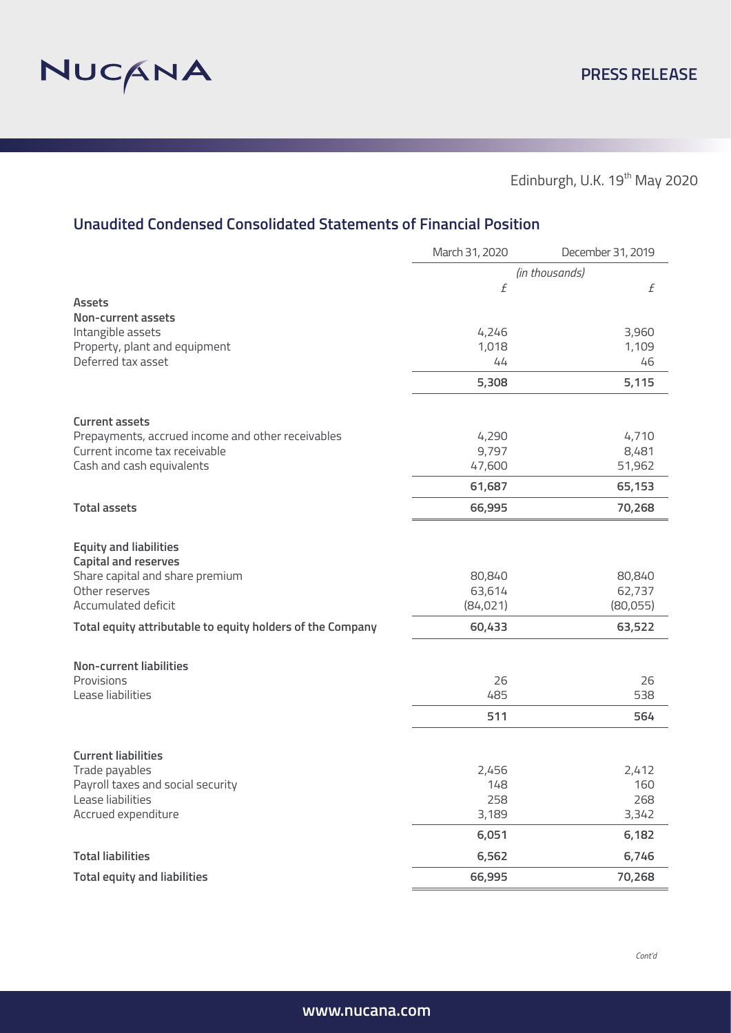Edinburgh, U.K. 19th May 2020

## Unaudited Condensed Consolidated Statements of Financial Position

| | March 31, 2020 | December 31, 2019 |
|---|---|---|
| | *(in thousands)* | |
| | £ | £ |
| **Assets** | | |
| **Non-current assets** | | |
| Intangible assets | 4,246 | 3,960 |
| Property, plant and equipment | 1,018 | 1,109 |
| Deferred tax asset | 44 | 46 |
| | **5,308** | **5,115** |
| **Current assets** | | |
| Prepayments, accrued income and other receivables | 4,290 | 4,710 |
| Current income tax receivable | 9,797 | 8,481 |
| Cash and cash equivalents | 47,600 | 51,962 |
| | **61,687** | **65,153** |
| **Total assets** | **66,995** | **70,268** |
| **Equity and liabilities** | | |
| **Capital and reserves** | | |
| Share capital and share premium | 80,840 | 80,840 |
| Other reserves | 63,614 | 62,737 |
| Accumulated deficit | (84,021) | (80,055) |
| **Total equity attributable to equity holders of the Company** | **60,433** | **63,522** |
| **Non-current liabilities** | | |
| Provisions | 26 | 26 |
| Lease liabilities | 485 | 538 |
| | **511** | **564** |
| **Current liabilities** | | |
| Trade payables | 2,456 | 2,412 |
| Payroll taxes and social security | 148 | 160 |
| Lease liabilities | 258 | 268 |
| Accrued expenditure | 3,189 | 3,342 |
| | **6,051** | **6,182** |
| **Total liabilities** | **6,562** | **6,746** |
| **Total equity and liabilities** | **66,995** | **70,268** |

*Cont'd*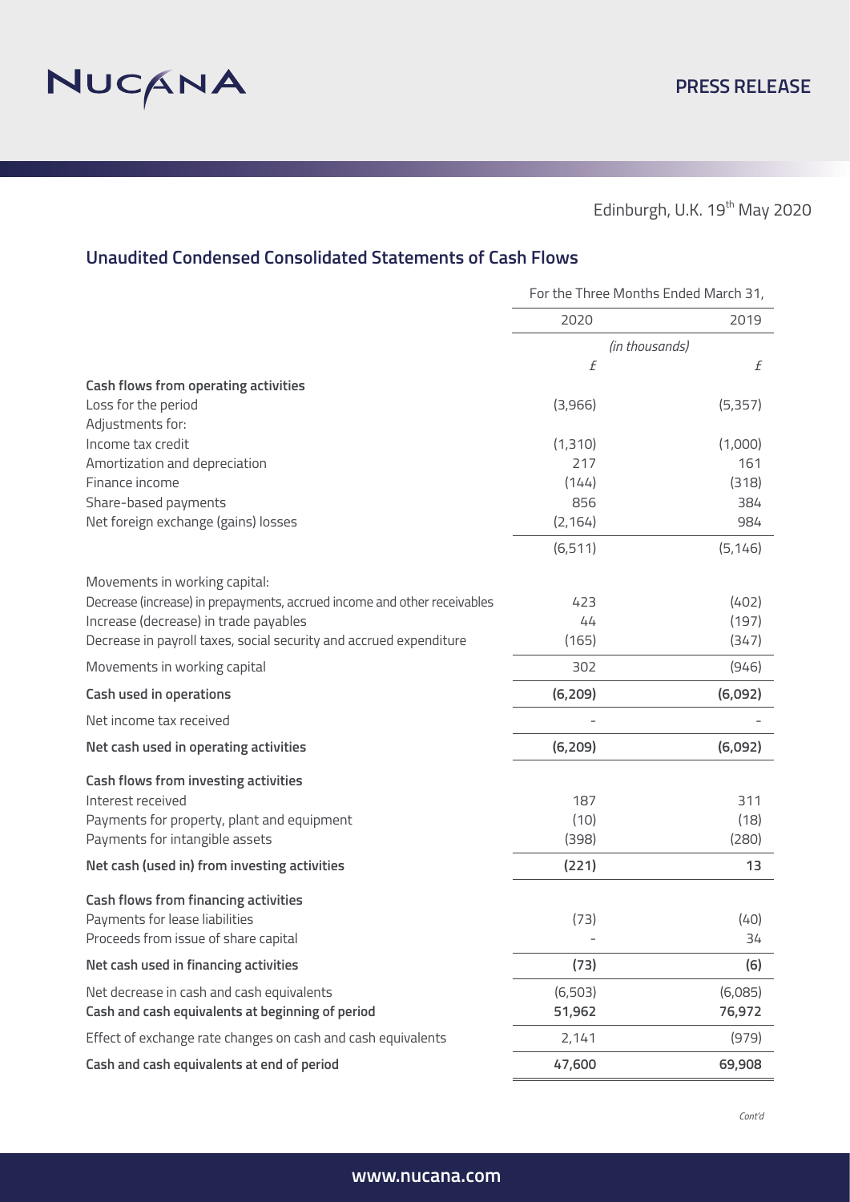Edinburgh, U.K. 19th May 2020

## Unaudited Condensed Consolidated Statements of Cash Flows

| | For the Three Months Ended March 31, | |
|---|---|---|
| | 2020 | 2019 |
| | *(in thousands)* | |
| | £ | £ |
| **Cash flows from operating activities** | | |
| Loss for the period | (3,966) | (5,357) |
| Adjustments for: | | |
| Income tax credit | (1,310) | (1,000) |
| Amortization and depreciation | 217 | 161 |
| Finance income | (144) | (318) |
| Share-based payments | 856 | 384 |
| Net foreign exchange (gains) losses | (2,164) | 984 |
| | (6,511) | (5,146) |
| Movements in working capital: | | |
| Decrease (increase) in prepayments, accrued income and other receivables | 423 | (402) |
| Increase (decrease) in trade payables | 44 | (197) |
| Decrease in payroll taxes, social security and accrued expenditure | (165) | (347) |
| Movements in working capital | 302 | (946) |
| **Cash used in operations** | **(6,209)** | **(6,092)** |
| Net income tax received | - | - |
| **Net cash used in operating activities** | **(6,209)** | **(6,092)** |
| **Cash flows from investing activities** | | |
| Interest received | 187 | 311 |
| Payments for property, plant and equipment | (10) | (18) |
| Payments for intangible assets | (398) | (280) |
| **Net cash (used in) from investing activities** | **(221)** | **13** |
| **Cash flows from financing activities** | | |
| Payments for lease liabilities | (73) | (40) |
| Proceeds from issue of share capital | - | 34 |
| **Net cash used in financing activities** | **(73)** | **(6)** |
| Net decrease in cash and cash equivalents | (6,503) | (6,085) |
| **Cash and cash equivalents at beginning of period** | **51,962** | **76,972** |
| Effect of exchange rate changes on cash and cash equivalents | 2,141 | (979) |
| **Cash and cash equivalents at end of period** | **47,600** | **69,908** |

*Cont'd*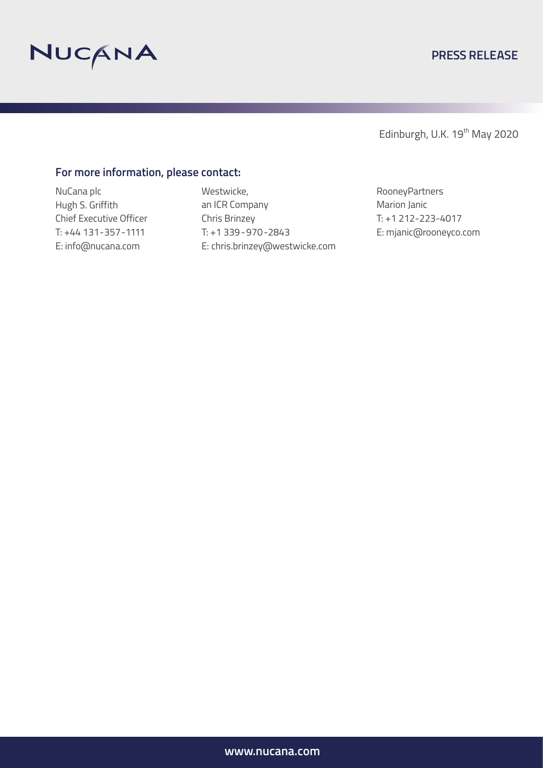Edinburgh, U.K. 19th May 2020

**For more information, please contact:**

NuCana plc
Hugh S. Griffith
Chief Executive Officer
T: +44 131-357-1111
E: info@nucana.com

Westwicke,
an ICR Company
Chris Brinzey
T: +1 339-970-2843
E: chris.brinzey@westwicke.com

RooneyPartners
Marion Janic
T: +1 212-223-4017
E: mjanic@rooneyco.com